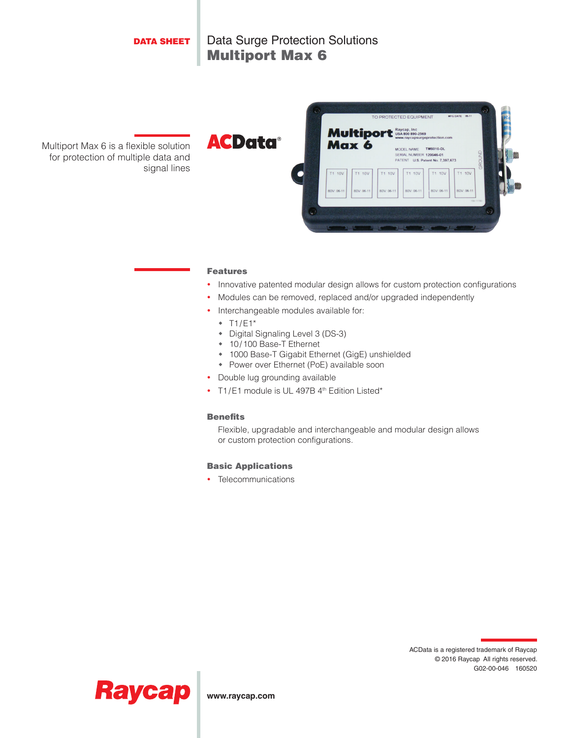DATA SHEET

# Data Surge Protection Solutions
# Multiport Max 6

Multiport Max 6 is a flexible solution for protection of multiple data and signal lines

ACData®

## Features

- Innovative patented modular design allows for custom protection configurations
- Modules can be removed, replaced and/or upgraded independently
- Interchangeable modules available for:
  - T1/E1*
  - Digital Signaling Level 3 (DS-3)
  - 10/100 Base-T Ethernet
  - 1000 Base-T Gigabit Ethernet (GigE) unshielded
  - Power over Ethernet (PoE) available soon
- Double lug grounding available
- T1/E1 module is UL 497B 4th Edition Listed*

## Benefits

Flexible, upgradable and interchangeable and modular design allows or custom protection configurations.

## Basic Applications

- Telecommunications

ACData is a registered trademark of Raycap
© 2016 Raycap All rights reserved.
G02-00-046 160520

Raycap

www.raycap.com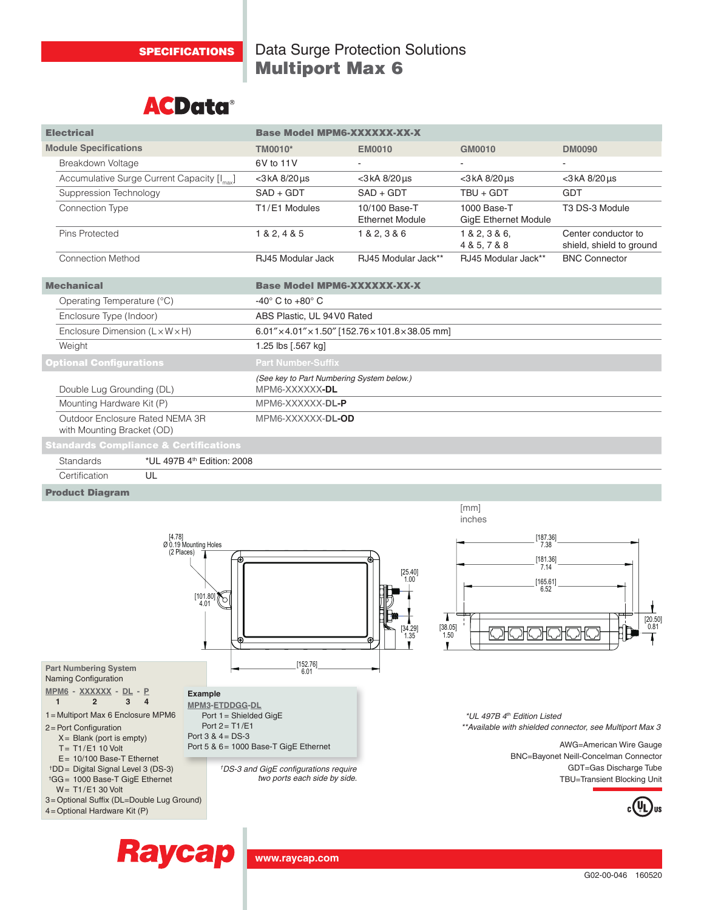SPECIFICATIONS

# Data Surge Protection Solutions
# Multiport Max 6

ACData®

| Electrical | Base Model MPM6-XXXXXX-XX-X | | | |
|---|---|---|---|---|
| **Module Specifications** | **TM0010*** | **EM0010** | **GM0010** | **DM0090** |
| Breakdown Voltage | 6V to 11V | - | - | - |
| Accumulative Surge Current Capacity [$I_{max}$] | <3kA 8/20µs | <3kA 8/20µs | <3kA 8/20µs | <3kA 8/20µs |
| Suppression Technology | SAD + GDT | SAD + GDT | TBU + GDT | GDT |
| Connection Type | T1/E1 Modules | 10/100 Base-T Ethernet Module | 1000 Base-T GigE Ethernet Module | T3 DS-3 Module |
| Pins Protected | 1 & 2, 4 & 5 | 1 & 2, 3 & 6 | 1 & 2, 3 & 6, 4 & 5, 7 & 8 | Center conductor to shield, shield to ground |
| Connection Method | RJ45 Modular Jack | RJ45 Modular Jack** | RJ45 Modular Jack** | BNC Connector |

| Mechanical | Base Model MPM6-XXXXXX-XX-X |
|---|---|
| Operating Temperature (°C) | -40° C to +80° C |
| Enclosure Type (Indoor) | ABS Plastic, UL 94V0 Rated |
| Enclosure Dimension (L×W×H) | 6.01″×4.01″×1.50″ [152.76×101.8×38.05 mm] |
| Weight | 1.25 lbs [.567 kg] |
| **Optional Configurations** | **Part Number-Suffix** |
| | *(See key to Part Numbering System below.)* |
| Double Lug Grounding (DL) | MPM6-XXXXXX-**DL** |
| Mounting Hardware Kit (P) | MPM6-XXXXXX-**DL-P** |
| Outdoor Enclosure Rated NEMA 3R with Mounting Bracket (OD) | MPM6-XXXXXX-**DL-OD** |

| Standards Compliance & Certifications | |
|---|---|
| Standards | *UL 497B 4th Edition: 2008 |
| Certification | UL |

## Product Diagram

[mm]
inches

[4.78]
Ø 0.19 Mounting Holes
(2 Places)
[101.80]
4.01
[25.40]
1.00
[34.29]
1.35
[152.76]
6.01
[187.36]
7.38
[181.36]
7.14
[165.61]
6.52
[38.05]
1.50
[20.50]
0.81

**Part Numbering System**
Naming Configuration

MPM6 - XXXXXX - DL - P
1 2 3 4

1 = Multiport Max 6 Enclosure MPM6
2 = Port Configuration
X = Blank (port is empty)
T = T1/E1 10 Volt
E = 10/100 Base-T Ethernet
†DD = Digital Signal Level 3 (DS-3)
†GG = 1000 Base-T GigE Ethernet
W = T1/E1 30 Volt
3 = Optional Suffix (DL=Double Lug Ground)
4 = Optional Hardware Kit (P)

**Example**
MPM3-ETDDGG-DL
Port 1 = Shielded GigE
Port 2 = T1/E1
Port 3 & 4 = DS-3
Port 5 & 6 = 1000 Base-T GigE Ethernet

*†DS-3 and GigE configurations require two ports each side by side.*

*\*UL 497B 4th Edition Listed*
*\*\*Available with shielded connector, see Multiport Max 3*

AWG=American Wire Gauge
BNC=Bayonet Neill-Concelman Connector
GDT=Gas Discharge Tube
TBU=Transient Blocking Unit

Raycap
www.raycap.com

G02-00-046 160520